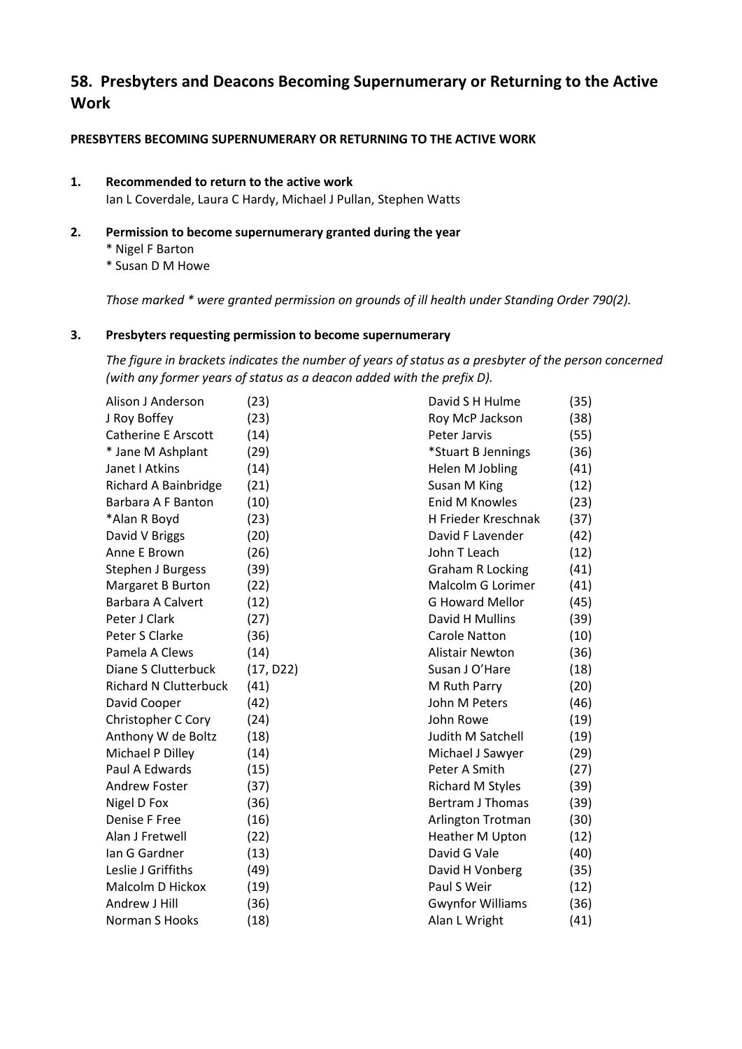## 58. Presbyters and Deacons Becoming Supernumerary or Returning to the Active Work

**PRESBYTERS BECOMING SUPERNUMERARY OR RETURNING TO THE ACTIVE WORK**

**1. Recommended to return to the active work**

Ian L Coverdale, Laura C Hardy, Michael J Pullan, Stephen Watts

**2. Permission to become supernumerary granted during the year**

* Nigel F Barton
* Susan D M Howe

*Those marked * were granted permission on grounds of ill health under Standing Order 790(2).*

**3. Presbyters requesting permission to become supernumerary**

*The figure in brackets indicates the number of years of status as a presbyter of the person concerned (with any former years of status as a deacon added with the prefix D).*

| Name | Years |
|---|---|
| Alison J Anderson | (23) |
| J Roy Boffey | (23) |
| Catherine E Arscott | (14) |
| * Jane M Ashplant | (29) |
| Janet I Atkins | (14) |
| Richard A Bainbridge | (21) |
| Barbara A F Banton | (10) |
| *Alan R Boyd | (23) |
| David V Briggs | (20) |
| Anne E Brown | (26) |
| Stephen J Burgess | (39) |
| Margaret B Burton | (22) |
| Barbara A Calvert | (12) |
| Peter J Clark | (27) |
| Peter S Clarke | (36) |
| Pamela A Clews | (14) |
| Diane S Clutterbuck | (17, D22) |
| Richard N Clutterbuck | (41) |
| David Cooper | (42) |
| Christopher C Cory | (24) |
| Anthony W de Boltz | (18) |
| Michael P Dilley | (14) |
| Paul A Edwards | (15) |
| Andrew Foster | (37) |
| Nigel D Fox | (36) |
| Denise F Free | (16) |
| Alan J Fretwell | (22) |
| Ian G Gardner | (13) |
| Leslie J Griffiths | (49) |
| Malcolm D Hickox | (19) |
| Andrew J Hill | (36) |
| Norman S Hooks | (18) |
| David S H Hulme | (35) |
| Roy McP Jackson | (38) |
| Peter Jarvis | (55) |
| *Stuart B Jennings | (36) |
| Helen M Jobling | (41) |
| Susan M King | (12) |
| Enid M Knowles | (23) |
| H Frieder Kreschnak | (37) |
| David F Lavender | (42) |
| John T Leach | (12) |
| Graham R Locking | (41) |
| Malcolm G Lorimer | (41) |
| G Howard Mellor | (45) |
| David H Mullins | (39) |
| Carole Natton | (10) |
| Alistair Newton | (36) |
| Susan J O'Hare | (18) |
| M Ruth Parry | (20) |
| John M Peters | (46) |
| John Rowe | (19) |
| Judith M Satchell | (19) |
| Michael J Sawyer | (29) |
| Peter A Smith | (27) |
| Richard M Styles | (39) |
| Bertram J Thomas | (39) |
| Arlington Trotman | (30) |
| Heather M Upton | (12) |
| David G Vale | (40) |
| David H Vonberg | (35) |
| Paul S Weir | (12) |
| Gwynfor Williams | (36) |
| Alan L Wright | (41) |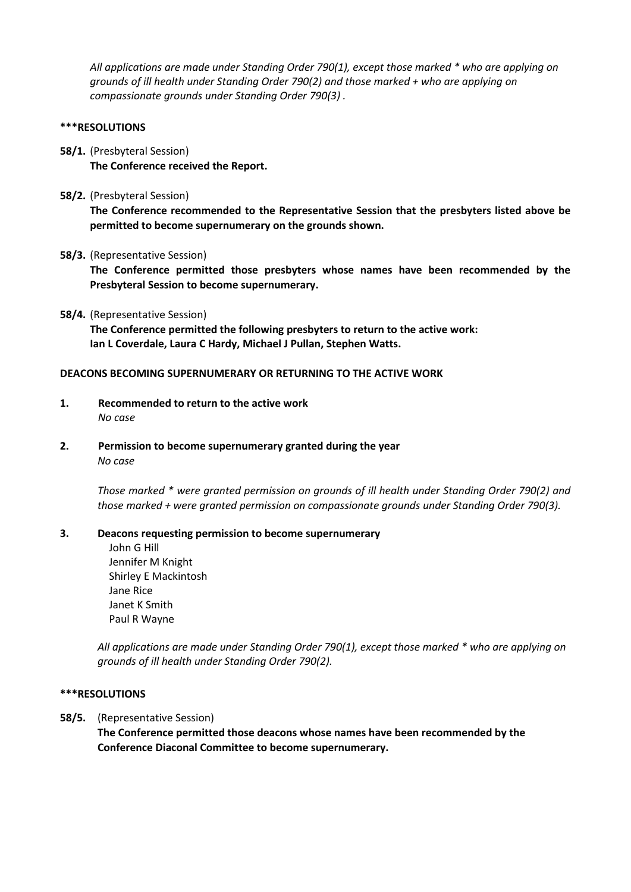*All applications are made under Standing Order 790(1), except those marked * who are applying on grounds of ill health under Standing Order 790(2) and those marked + who are applying on compassionate grounds under Standing Order 790(3) .*

**\*\*\*RESOLUTIONS**

**58/1.** (Presbyteral Session)
**The Conference received the Report.**

**58/2.** (Presbyteral Session)
**The Conference recommended to the Representative Session that the presbyters listed above be permitted to become supernumerary on the grounds shown.**

**58/3.** (Representative Session)
**The Conference permitted those presbyters whose names have been recommended by the Presbyteral Session to become supernumerary.**

**58/4.** (Representative Session)
**The Conference permitted the following presbyters to return to the active work:**
**Ian L Coverdale, Laura C Hardy, Michael J Pullan, Stephen Watts.**

**DEACONS BECOMING SUPERNUMERARY OR RETURNING TO THE ACTIVE WORK**

**1. Recommended to return to the active work**
*No case*

**2. Permission to become supernumerary granted during the year**
*No case*

*Those marked * were granted permission on grounds of ill health under Standing Order 790(2) and those marked + were granted permission on compassionate grounds under Standing Order 790(3).*

**3. Deacons requesting permission to become supernumerary**

John G Hill
Jennifer M Knight
Shirley E Mackintosh
Jane Rice
Janet K Smith
Paul R Wayne

*All applications are made under Standing Order 790(1), except those marked * who are applying on grounds of ill health under Standing Order 790(2).*

**\*\*\*RESOLUTIONS**

**58/5.** (Representative Session)
**The Conference permitted those deacons whose names have been recommended by the Conference Diaconal Committee to become supernumerary.**